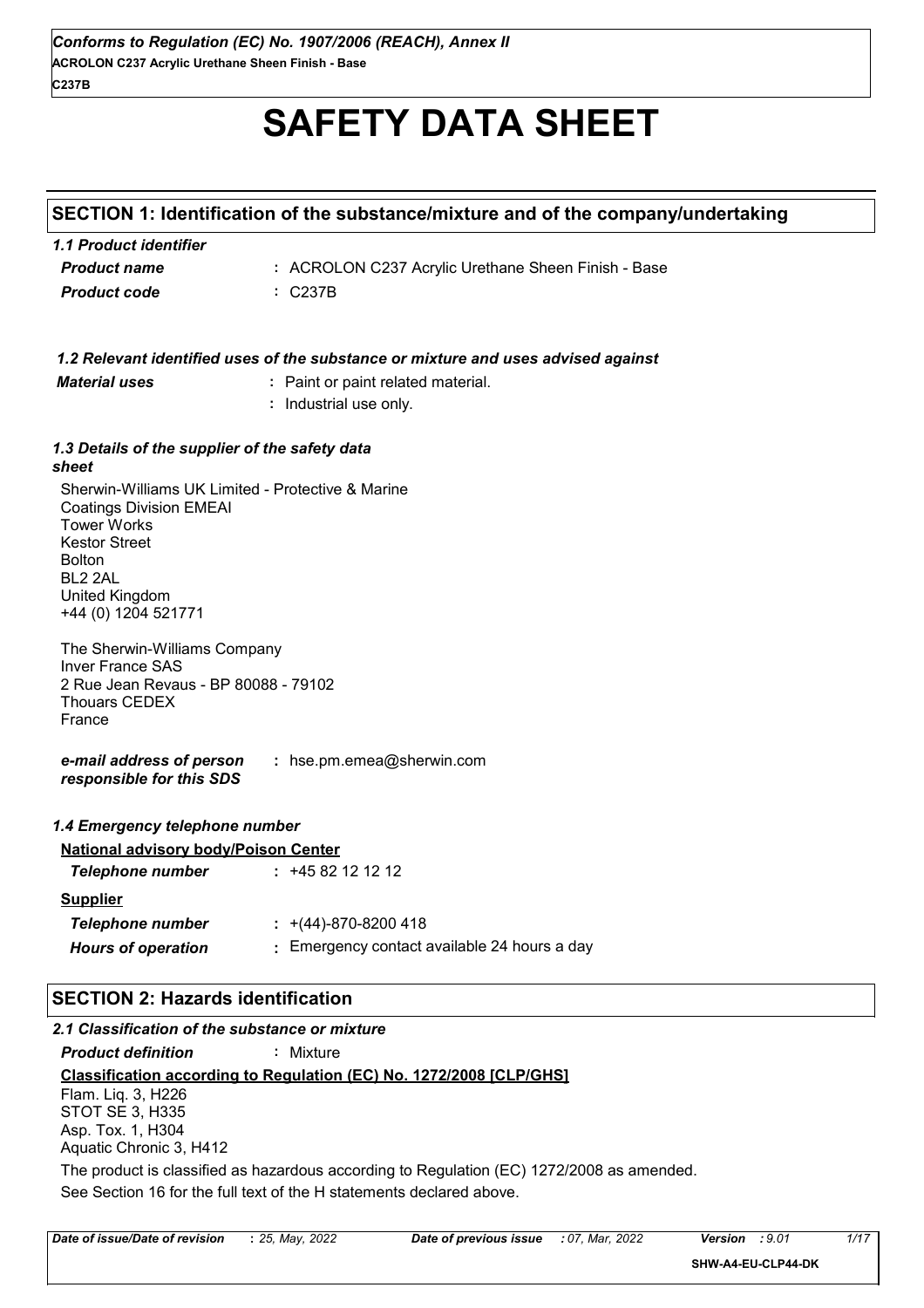# SAFETY DATA SHEET

## SECTION 1: Identification of the substance/mixture and of the company/undertaking

### 1.1 Product identifier

***Product name*** : ACROLON C237 Acrylic Urethane Sheen Finish - Base

***Product code*** : C237B

### 1.2 Relevant identified uses of the substance or mixture and uses advised against

***Material uses*** : Paint or paint related material.
: Industrial use only.

### 1.3 Details of the supplier of the safety data sheet

Sherwin-Williams UK Limited - Protective & Marine
Coatings Division EMEAI
Tower Works
Kestor Street
Bolton
BL2 2AL
United Kingdom
+44 (0) 1204 521771

The Sherwin-Williams Company
Inver France SAS
2 Rue Jean Revaus - BP 80088 - 79102
Thouars CEDEX
France

***e-mail address of person responsible for this SDS*** : hse.pm.emea@sherwin.com

### 1.4 Emergency telephone number

**National advisory body/Poison Center**

***Telephone number*** : +45 82 12 12 12

**Supplier**

***Telephone number*** : +(44)-870-8200 418

***Hours of operation*** : Emergency contact available 24 hours a day

## SECTION 2: Hazards identification

### 2.1 Classification of the substance or mixture

***Product definition*** : Mixture

**Classification according to Regulation (EC) No. 1272/2008 [CLP/GHS]**

Flam. Liq. 3, H226
STOT SE 3, H335
Asp. Tox. 1, H304
Aquatic Chronic 3, H412

The product is classified as hazardous according to Regulation (EC) 1272/2008 as amended.

See Section 16 for the full text of the H statements declared above.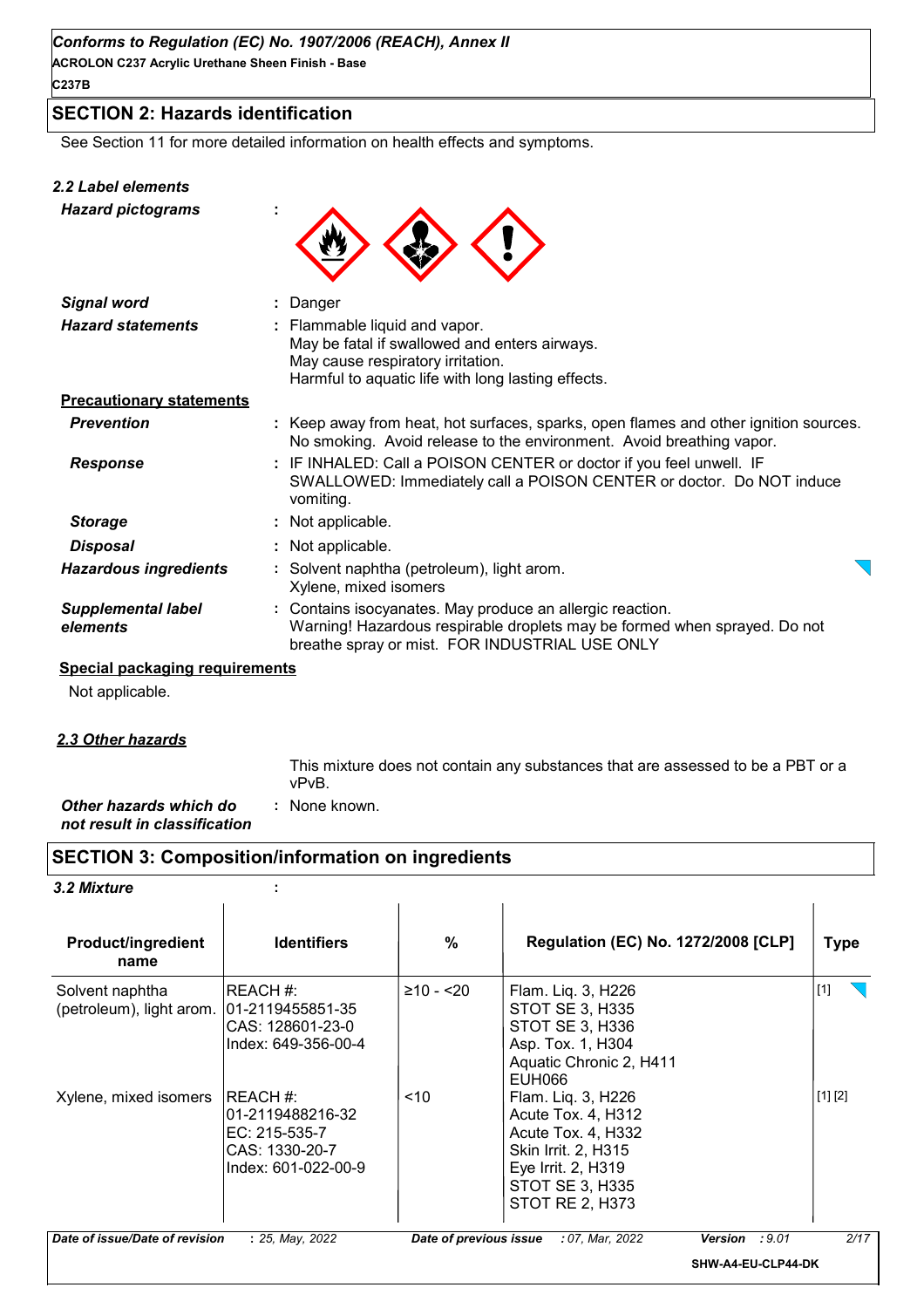## SECTION 2: Hazards identification

See Section 11 for more detailed information on health effects and symptoms.

### 2.2 Label elements

***Hazard pictograms*** :

***Signal word*** : Danger

***Hazard statements*** : Flammable liquid and vapor.
May be fatal if swallowed and enters airways.
May cause respiratory irritation.
Harmful to aquatic life with long lasting effects.

**Precautionary statements**

***Prevention*** : Keep away from heat, hot surfaces, sparks, open flames and other ignition sources. No smoking. Avoid release to the environment. Avoid breathing vapor.

***Response*** : IF INHALED: Call a POISON CENTER or doctor if you feel unwell. IF SWALLOWED: Immediately call a POISON CENTER or doctor. Do NOT induce vomiting.

***Storage*** : Not applicable.

***Disposal*** : Not applicable.

***Hazardous ingredients*** : Solvent naphtha (petroleum), light arom.
Xylene, mixed isomers

***Supplemental label elements*** : Contains isocyanates. May produce an allergic reaction.
Warning! Hazardous respirable droplets may be formed when sprayed. Do not breathe spray or mist. FOR INDUSTRIAL USE ONLY

**Special packaging requirements**

Not applicable.

### 2.3 Other hazards

This mixture does not contain any substances that are assessed to be a PBT or a vPvB.

***Other hazards which do not result in classification*** : None known.

## SECTION 3: Composition/information on ingredients

### 3.2 Mixture :

| Product/ingredient name | Identifiers | % | Regulation (EC) No. 1272/2008 [CLP] | Type |
|---|---|---|---|---|
| Solvent naphtha (petroleum), light arom. | REACH #: 01-2119455851-35<br>CAS: 128601-23-0<br>Index: 649-356-00-4 | ≥10 - <20 | Flam. Liq. 3, H226<br>STOT SE 3, H335<br>STOT SE 3, H336<br>Asp. Tox. 1, H304<br>Aquatic Chronic 2, H411<br>EUH066 | [1] |
| Xylene, mixed isomers | REACH #: 01-2119488216-32<br>EC: 215-535-7<br>CAS: 1330-20-7<br>Index: 601-022-00-9 | <10 | Flam. Liq. 3, H226<br>Acute Tox. 4, H312<br>Acute Tox. 4, H332<br>Skin Irrit. 2, H315<br>Eye Irrit. 2, H319<br>STOT SE 3, H335<br>STOT RE 2, H373 | [1] [2] |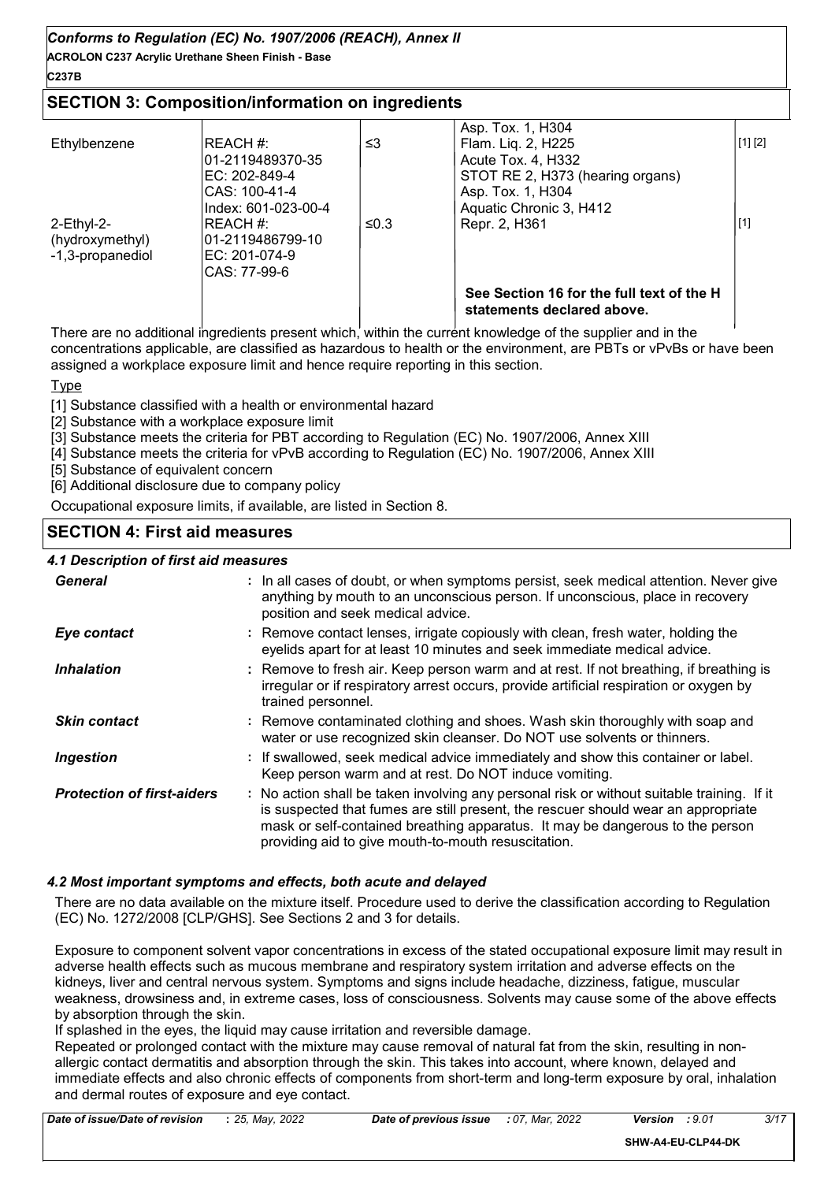## SECTION 3: Composition/information on ingredients

| | | | | |
|---|---|---|---|---|
| Ethylbenzene | REACH #: 01-2119489370-35<br>EC: 202-849-4<br>CAS: 100-41-4<br>Index: 601-023-00-4 | ≤3 | Asp. Tox. 1, H304<br>Flam. Liq. 2, H225<br>Acute Tox. 4, H332<br>STOT RE 2, H373 (hearing organs)<br>Asp. Tox. 1, H304<br>Aquatic Chronic 3, H412 | [1] [2] |
| 2-Ethyl-2-(hydroxymethyl)-1,3-propanediol | REACH #: 01-2119486799-10<br>EC: 201-074-9<br>CAS: 77-99-6 | ≤0.3 | Repr. 2, H361 | [1] |
| | | | **See Section 16 for the full text of the H statements declared above.** | |

There are no additional ingredients present which, within the current knowledge of the supplier and in the concentrations applicable, are classified as hazardous to health or the environment, are PBTs or vPvBs or have been assigned a workplace exposure limit and hence require reporting in this section.

Type

[1] Substance classified with a health or environmental hazard
[2] Substance with a workplace exposure limit
[3] Substance meets the criteria for PBT according to Regulation (EC) No. 1907/2006, Annex XIII
[4] Substance meets the criteria for vPvB according to Regulation (EC) No. 1907/2006, Annex XIII
[5] Substance of equivalent concern
[6] Additional disclosure due to company policy

Occupational exposure limits, if available, are listed in Section 8.

## SECTION 4: First aid measures

### 4.1 Description of first aid measures

**General** : In all cases of doubt, or when symptoms persist, seek medical attention. Never give anything by mouth to an unconscious person. If unconscious, place in recovery position and seek medical advice.

**Eye contact** : Remove contact lenses, irrigate copiously with clean, fresh water, holding the eyelids apart for at least 10 minutes and seek immediate medical advice.

**Inhalation** : Remove to fresh air. Keep person warm and at rest. If not breathing, if breathing is irregular or if respiratory arrest occurs, provide artificial respiration or oxygen by trained personnel.

**Skin contact** : Remove contaminated clothing and shoes. Wash skin thoroughly with soap and water or use recognized skin cleanser. Do NOT use solvents or thinners.

**Ingestion** : If swallowed, seek medical advice immediately and show this container or label. Keep person warm and at rest. Do NOT induce vomiting.

**Protection of first-aiders** : No action shall be taken involving any personal risk or without suitable training. If it is suspected that fumes are still present, the rescuer should wear an appropriate mask or self-contained breathing apparatus. It may be dangerous to the person providing aid to give mouth-to-mouth resuscitation.

### 4.2 Most important symptoms and effects, both acute and delayed

There are no data available on the mixture itself. Procedure used to derive the classification according to Regulation (EC) No. 1272/2008 [CLP/GHS]. See Sections 2 and 3 for details.

Exposure to component solvent vapor concentrations in excess of the stated occupational exposure limit may result in adverse health effects such as mucous membrane and respiratory system irritation and adverse effects on the kidneys, liver and central nervous system. Symptoms and signs include headache, dizziness, fatigue, muscular weakness, drowsiness and, in extreme cases, loss of consciousness. Solvents may cause some of the above effects by absorption through the skin.
If splashed in the eyes, the liquid may cause irritation and reversible damage.
Repeated or prolonged contact with the mixture may cause removal of natural fat from the skin, resulting in non-allergic contact dermatitis and absorption through the skin. This takes into account, where known, delayed and immediate effects and also chronic effects of components from short-term and long-term exposure by oral, inhalation and dermal routes of exposure and eye contact.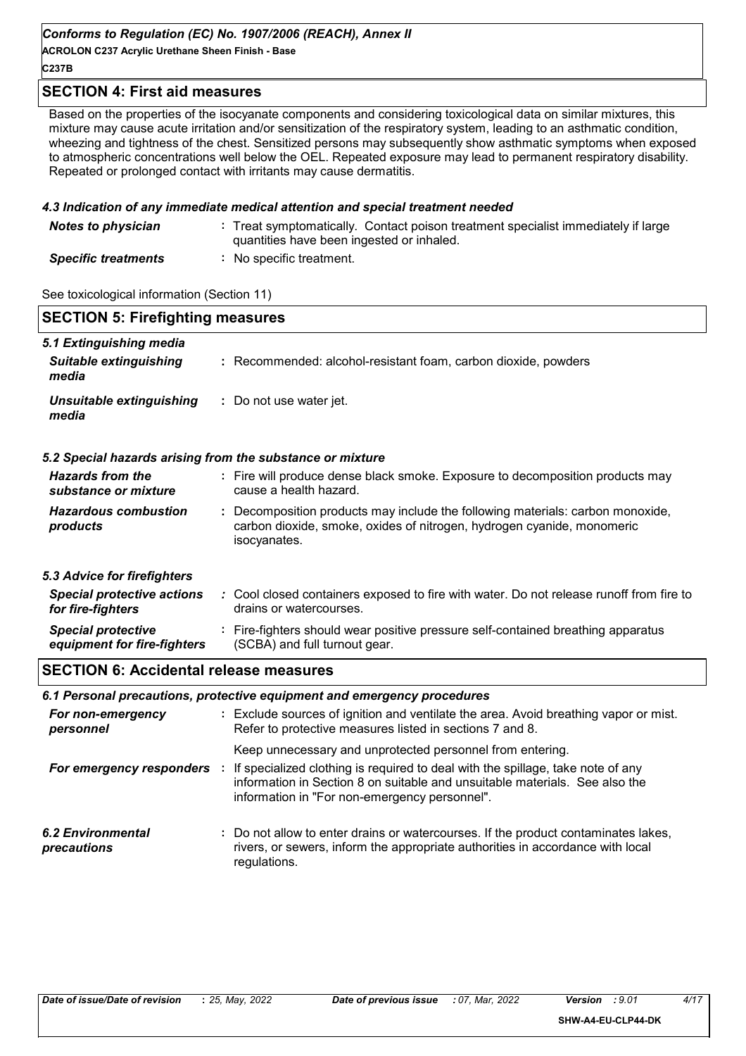## SECTION 4: First aid measures

Based on the properties of the isocyanate components and considering toxicological data on similar mixtures, this mixture may cause acute irritation and/or sensitization of the respiratory system, leading to an asthmatic condition, wheezing and tightness of the chest. Sensitized persons may subsequently show asthmatic symptoms when exposed to atmospheric concentrations well below the OEL. Repeated exposure may lead to permanent respiratory disability. Repeated or prolonged contact with irritants may cause dermatitis.

### 4.3 Indication of any immediate medical attention and special treatment needed

| | |
|---|---|
| *Notes to physician* | : Treat symptomatically. Contact poison treatment specialist immediately if large quantities have been ingested or inhaled. |
| *Specific treatments* | : No specific treatment. |

See toxicological information (Section 11)

## SECTION 5: Firefighting measures

### 5.1 Extinguishing media

| | |
|---|---|
| *Suitable extinguishing media* | : Recommended: alcohol-resistant foam, carbon dioxide, powders |
| *Unsuitable extinguishing media* | : Do not use water jet. |

### 5.2 Special hazards arising from the substance or mixture

| | |
|---|---|
| *Hazards from the substance or mixture* | : Fire will produce dense black smoke. Exposure to decomposition products may cause a health hazard. |
| *Hazardous combustion products* | : Decomposition products may include the following materials: carbon monoxide, carbon dioxide, smoke, oxides of nitrogen, hydrogen cyanide, monomeric isocyanates. |

### 5.3 Advice for firefighters

| | |
|---|---|
| *Special protective actions for fire-fighters* | : Cool closed containers exposed to fire with water. Do not release runoff from fire to drains or watercourses. |
| *Special protective equipment for fire-fighters* | : Fire-fighters should wear positive pressure self-contained breathing apparatus (SCBA) and full turnout gear. |

## SECTION 6: Accidental release measures

### 6.1 Personal precautions, protective equipment and emergency procedures

| | |
|---|---|
| *For non-emergency personnel* | : Exclude sources of ignition and ventilate the area. Avoid breathing vapor or mist. Refer to protective measures listed in sections 7 and 8. Keep unnecessary and unprotected personnel from entering. |
| *For emergency responders* | : If specialized clothing is required to deal with the spillage, take note of any information in Section 8 on suitable and unsuitable materials. See also the information in "For non-emergency personnel". |

| | |
|---|---|
| *6.2 Environmental precautions* | : Do not allow to enter drains or watercourses. If the product contaminates lakes, rivers, or sewers, inform the appropriate authorities in accordance with local regulations. |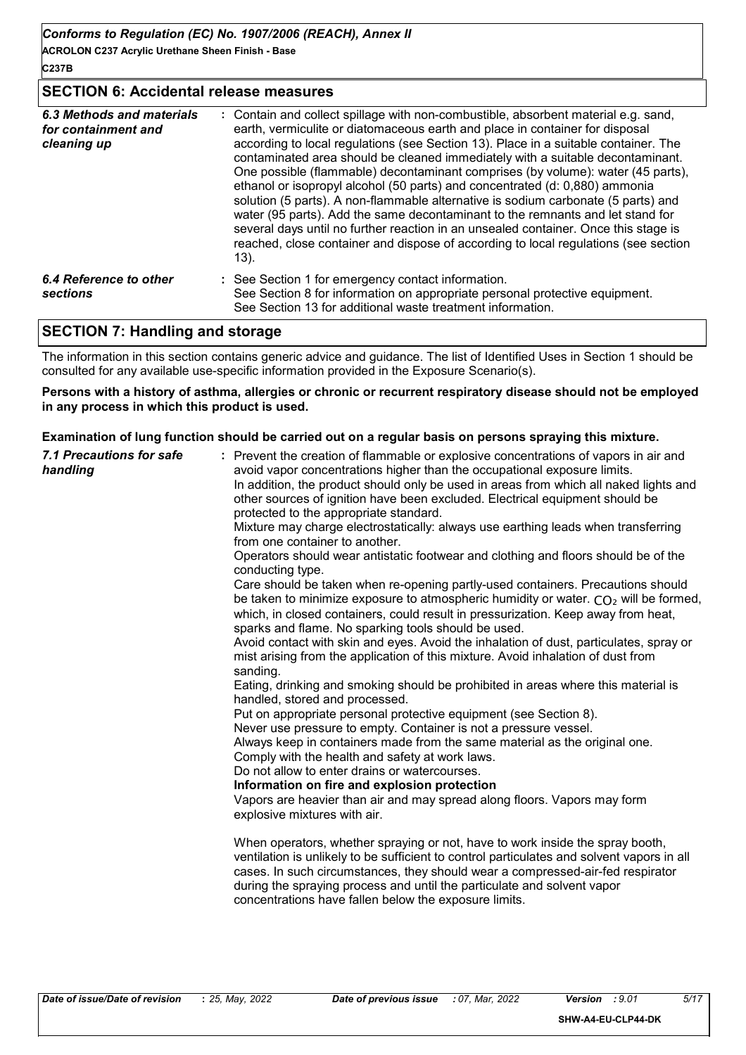## SECTION 6: Accidental release measures

| | |
|---|---|
| *6.3 Methods and materials for containment and cleaning up* | : Contain and collect spillage with non-combustible, absorbent material e.g. sand, earth, vermiculite or diatomaceous earth and place in container for disposal according to local regulations (see Section 13). Place in a suitable container. The contaminated area should be cleaned immediately with a suitable decontaminant. One possible (flammable) decontaminant comprises (by volume): water (45 parts), ethanol or isopropyl alcohol (50 parts) and concentrated (d: 0,880) ammonia solution (5 parts). A non-flammable alternative is sodium carbonate (5 parts) and water (95 parts). Add the same decontaminant to the remnants and let stand for several days until no further reaction in an unsealed container. Once this stage is reached, close container and dispose of according to local regulations (see section 13). |
| *6.4 Reference to other sections* | : See Section 1 for emergency contact information. See Section 8 for information on appropriate personal protective equipment. See Section 13 for additional waste treatment information. |

## SECTION 7: Handling and storage

The information in this section contains generic advice and guidance. The list of Identified Uses in Section 1 should be consulted for any available use-specific information provided in the Exposure Scenario(s).

**Persons with a history of asthma, allergies or chronic or recurrent respiratory disease should not be employed in any process in which this product is used.**

**Examination of lung function should be carried out on a regular basis on persons spraying this mixture.**

*7.1 Precautions for safe handling*

: Prevent the creation of flammable or explosive concentrations of vapors in air and avoid vapor concentrations higher than the occupational exposure limits.
In addition, the product should only be used in areas from which all naked lights and other sources of ignition have been excluded. Electrical equipment should be protected to the appropriate standard.
Mixture may charge electrostatically: always use earthing leads when transferring from one container to another.
Operators should wear antistatic footwear and clothing and floors should be of the conducting type.
Care should be taken when re-opening partly-used containers. Precautions should be taken to minimize exposure to atmospheric humidity or water. $CO_2$ will be formed, which, in closed containers, could result in pressurization. Keep away from heat, sparks and flame. No sparking tools should be used.
Avoid contact with skin and eyes. Avoid the inhalation of dust, particulates, spray or mist arising from the application of this mixture. Avoid inhalation of dust from sanding.
Eating, drinking and smoking should be prohibited in areas where this material is handled, stored and processed.
Put on appropriate personal protective equipment (see Section 8).
Never use pressure to empty. Container is not a pressure vessel.
Always keep in containers made from the same material as the original one.
Comply with the health and safety at work laws.
Do not allow to enter drains or watercourses.

**Information on fire and explosion protection**

Vapors are heavier than air and may spread along floors. Vapors may form explosive mixtures with air.

When operators, whether spraying or not, have to work inside the spray booth, ventilation is unlikely to be sufficient to control particulates and solvent vapors in all cases. In such circumstances, they should wear a compressed-air-fed respirator during the spraying process and until the particulate and solvent vapor concentrations have fallen below the exposure limits.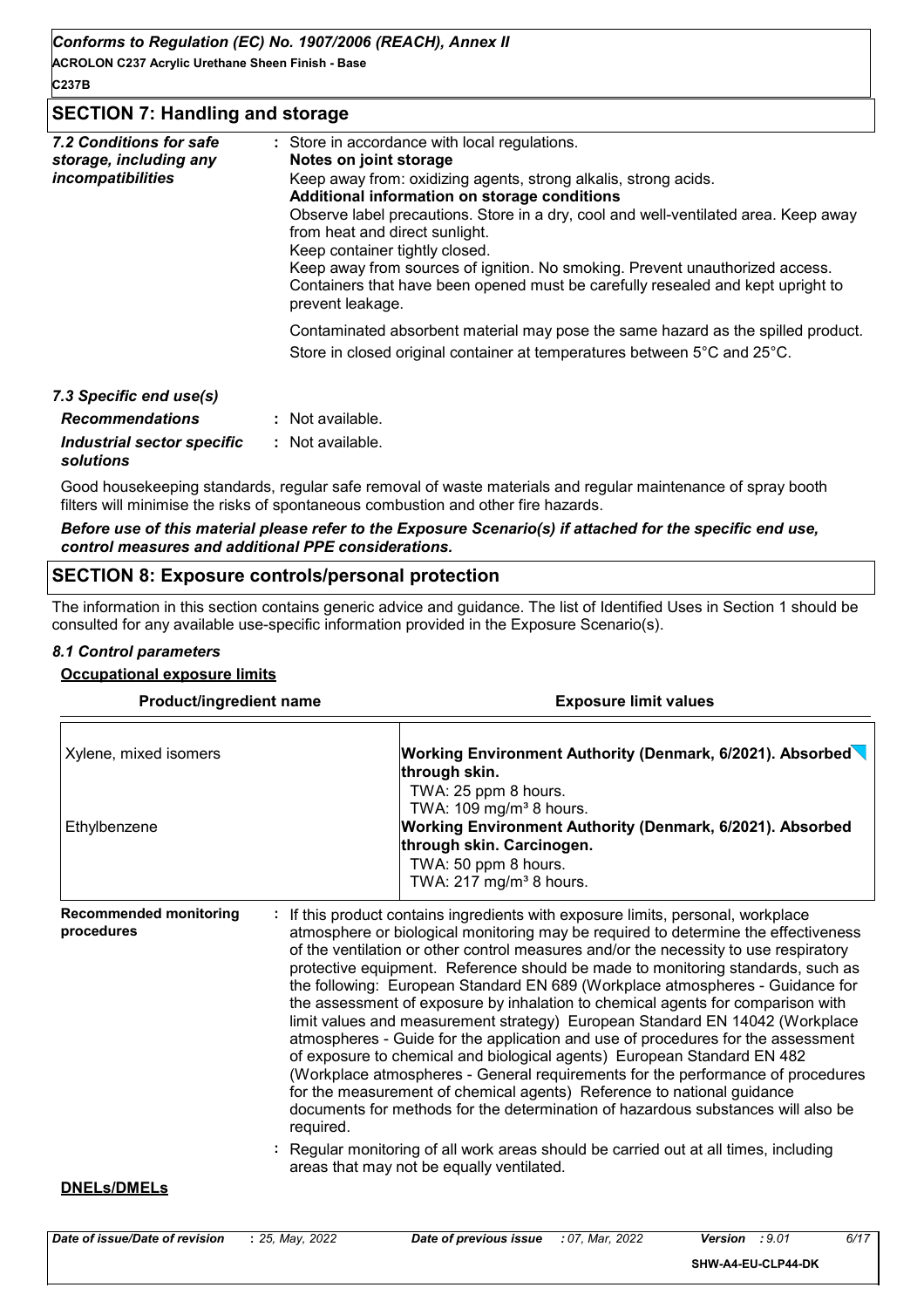## SECTION 7: Handling and storage

| | |
|---|---|
| *7.2 Conditions for safe storage, including any incompatibilities* | : Store in accordance with local regulations.<br>**Notes on joint storage**<br>Keep away from: oxidizing agents, strong alkalis, strong acids.<br>**Additional information on storage conditions**<br>Observe label precautions. Store in a dry, cool and well-ventilated area. Keep away from heat and direct sunlight.<br>Keep container tightly closed.<br>Keep away from sources of ignition. No smoking. Prevent unauthorized access.<br>Containers that have been opened must be carefully resealed and kept upright to prevent leakage.<br><br>Contaminated absorbent material may pose the same hazard as the spilled product.<br>Store in closed original container at temperatures between 5°C and 25°C. |

*7.3 Specific end use(s)*

| | |
|---|---|
| *Recommendations* | : Not available. |
| *Industrial sector specific solutions* | : Not available. |

Good housekeeping standards, regular safe removal of waste materials and regular maintenance of spray booth filters will minimise the risks of spontaneous combustion and other fire hazards.

***Before use of this material please refer to the Exposure Scenario(s) if attached for the specific end use, control measures and additional PPE considerations.***

## SECTION 8: Exposure controls/personal protection

The information in this section contains generic advice and guidance. The list of Identified Uses in Section 1 should be consulted for any available use-specific information provided in the Exposure Scenario(s).

### *8.1 Control parameters*

**Occupational exposure limits**

| Product/ingredient name | Exposure limit values |
|---|---|
| Xylene, mixed isomers | **Working Environment Authority (Denmark, 6/2021). Absorbed through skin.**<br>TWA: 25 ppm 8 hours.<br>TWA: 109 mg/m³ 8 hours. |
| Ethylbenzene | **Working Environment Authority (Denmark, 6/2021). Absorbed through skin. Carcinogen.**<br>TWA: 50 ppm 8 hours.<br>TWA: 217 mg/m³ 8 hours. |

**Recommended monitoring procedures** : If this product contains ingredients with exposure limits, personal, workplace atmosphere or biological monitoring may be required to determine the effectiveness of the ventilation or other control measures and/or the necessity to use respiratory protective equipment. Reference should be made to monitoring standards, such as the following: European Standard EN 689 (Workplace atmospheres - Guidance for the assessment of exposure by inhalation to chemical agents for comparison with limit values and measurement strategy) European Standard EN 14042 (Workplace atmospheres - Guide for the application and use of procedures for the assessment of exposure to chemical and biological agents) European Standard EN 482 (Workplace atmospheres - General requirements for the performance of procedures for the measurement of chemical agents) Reference to national guidance documents for methods for the determination of hazardous substances will also be required.

: Regular monitoring of all work areas should be carried out at all times, including areas that may not be equally ventilated.

**DNELs/DMELs**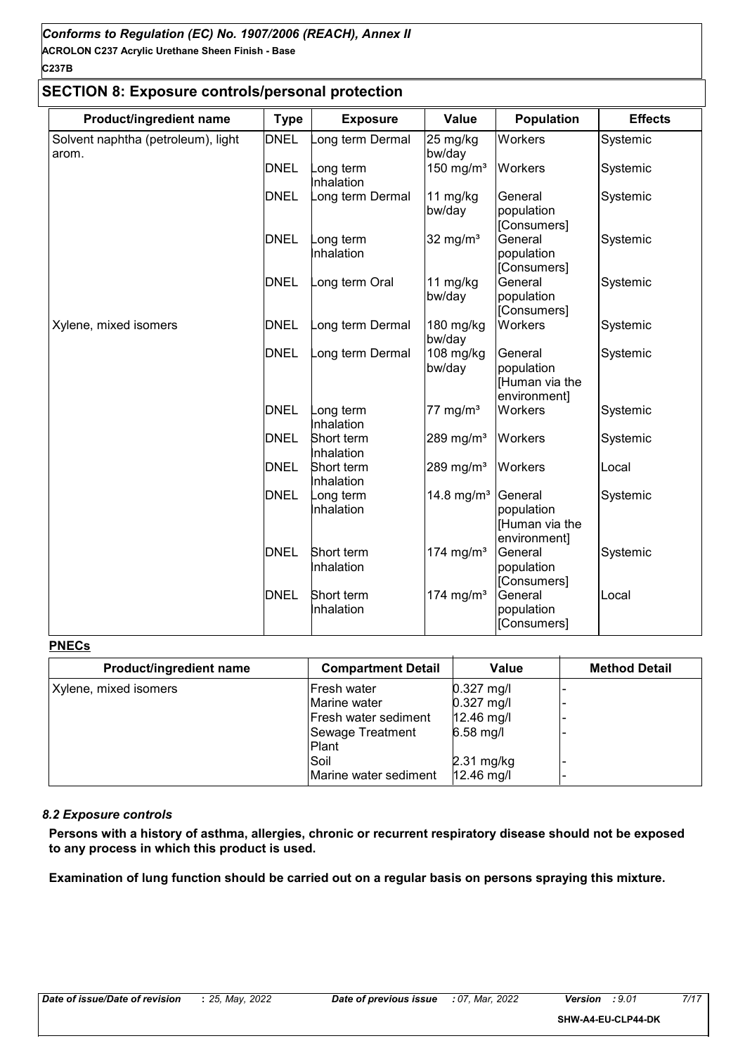## SECTION 8: Exposure controls/personal protection

| Product/ingredient name | Type | Exposure | Value | Population | Effects |
|---|---|---|---|---|---|
| Solvent naphtha (petroleum), light arom. | DNEL | Long term Dermal | 25 mg/kg bw/day | Workers | Systemic |
| | DNEL | Long term Inhalation | 150 mg/m³ | Workers | Systemic |
| | DNEL | Long term Dermal | 11 mg/kg bw/day | General population [Consumers] | Systemic |
| | DNEL | Long term Inhalation | 32 mg/m³ | General population [Consumers] | Systemic |
| | DNEL | Long term Oral | 11 mg/kg bw/day | General population [Consumers] | Systemic |
| Xylene, mixed isomers | DNEL | Long term Dermal | 180 mg/kg bw/day | Workers | Systemic |
| | DNEL | Long term Dermal | 108 mg/kg bw/day | General population [Human via the environment] | Systemic |
| | DNEL | Long term Inhalation | 77 mg/m³ | Workers | Systemic |
| | DNEL | Short term Inhalation | 289 mg/m³ | Workers | Systemic |
| | DNEL | Short term Inhalation | 289 mg/m³ | Workers | Local |
| | DNEL | Long term Inhalation | 14.8 mg/m³ | General population [Human via the environment] | Systemic |
| | DNEL | Short term Inhalation | 174 mg/m³ | General population [Consumers] | Systemic |
| | DNEL | Short term Inhalation | 174 mg/m³ | General population [Consumers] | Local |

**PNECs**

| Product/ingredient name | Compartment Detail | Value | Method Detail |
|---|---|---|---|
| Xylene, mixed isomers | Fresh water | 0.327 mg/l | - |
| | Marine water | 0.327 mg/l | - |
| | Fresh water sediment | 12.46 mg/l | - |
| | Sewage Treatment Plant | 6.58 mg/l | - |
| | Soil | 2.31 mg/kg | - |
| | Marine water sediment | 12.46 mg/l | - |

### *8.2 Exposure controls*

**Persons with a history of asthma, allergies, chronic or recurrent respiratory disease should not be exposed to any process in which this product is used.**

**Examination of lung function should be carried out on a regular basis on persons spraying this mixture.**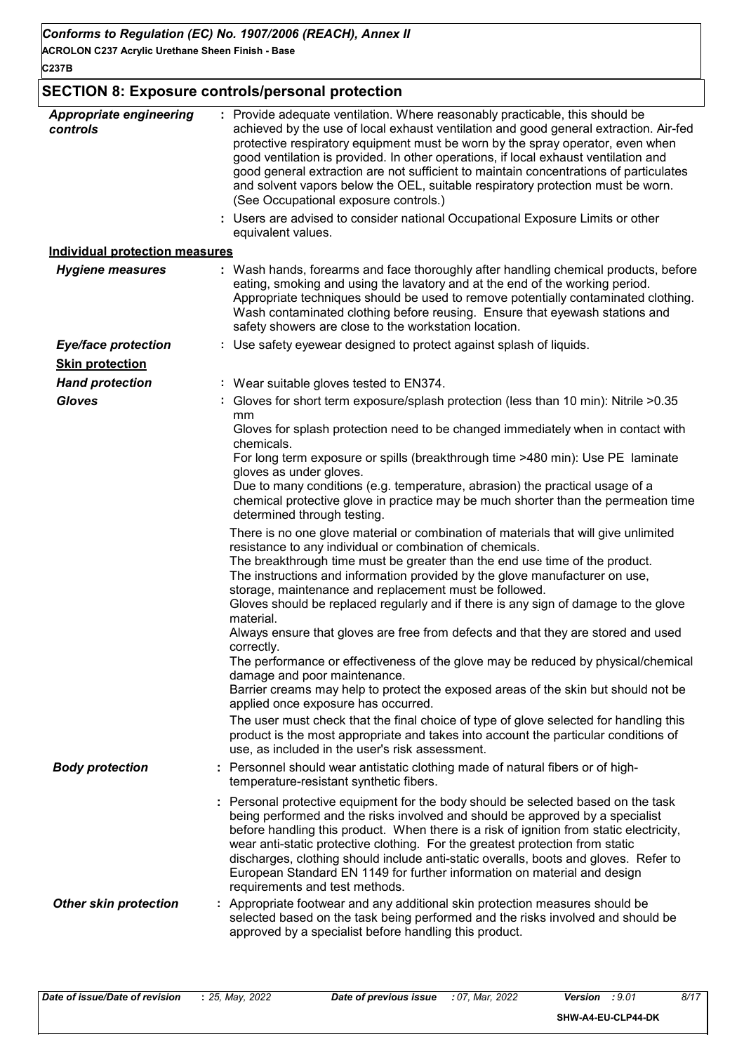## SECTION 8: Exposure controls/personal protection

***Appropriate engineering controls***

: Provide adequate ventilation. Where reasonably practicable, this should be achieved by the use of local exhaust ventilation and good general extraction. Air-fed protective respiratory equipment must be worn by the spray operator, even when good ventilation is provided. In other operations, if local exhaust ventilation and good general extraction are not sufficient to maintain concentrations of particulates and solvent vapors below the OEL, suitable respiratory protection must be worn. (See Occupational exposure controls.)

: Users are advised to consider national Occupational Exposure Limits or other equivalent values.

**Individual protection measures**

***Hygiene measures***

: Wash hands, forearms and face thoroughly after handling chemical products, before eating, smoking and using the lavatory and at the end of the working period. Appropriate techniques should be used to remove potentially contaminated clothing. Wash contaminated clothing before reusing. Ensure that eyewash stations and safety showers are close to the workstation location.

***Eye/face protection***

: Use safety eyewear designed to protect against splash of liquids.

***Skin protection***

***Hand protection***

: Wear suitable gloves tested to EN374.

***Gloves***

: Gloves for short term exposure/splash protection (less than 10 min): Nitrile >0.35 mm
Gloves for splash protection need to be changed immediately when in contact with chemicals.
For long term exposure or spills (breakthrough time >480 min): Use PE laminate gloves as under gloves.
Due to many conditions (e.g. temperature, abrasion) the practical usage of a chemical protective glove in practice may be much shorter than the permeation time determined through testing.

There is no one glove material or combination of materials that will give unlimited resistance to any individual or combination of chemicals.
The breakthrough time must be greater than the end use time of the product.
The instructions and information provided by the glove manufacturer on use, storage, maintenance and replacement must be followed.
Gloves should be replaced regularly and if there is any sign of damage to the glove material.
Always ensure that gloves are free from defects and that they are stored and used correctly.
The performance or effectiveness of the glove may be reduced by physical/chemical damage and poor maintenance.
Barrier creams may help to protect the exposed areas of the skin but should not be applied once exposure has occurred.

The user must check that the final choice of type of glove selected for handling this product is the most appropriate and takes into account the particular conditions of use, as included in the user's risk assessment.

***Body protection***

: Personnel should wear antistatic clothing made of natural fibers or of high-temperature-resistant synthetic fibers.

: Personal protective equipment for the body should be selected based on the task being performed and the risks involved and should be approved by a specialist before handling this product. When there is a risk of ignition from static electricity, wear anti-static protective clothing. For the greatest protection from static discharges, clothing should include anti-static overalls, boots and gloves. Refer to European Standard EN 1149 for further information on material and design requirements and test methods.

***Other skin protection***

: Appropriate footwear and any additional skin protection measures should be selected based on the task being performed and the risks involved and should be approved by a specialist before handling this product.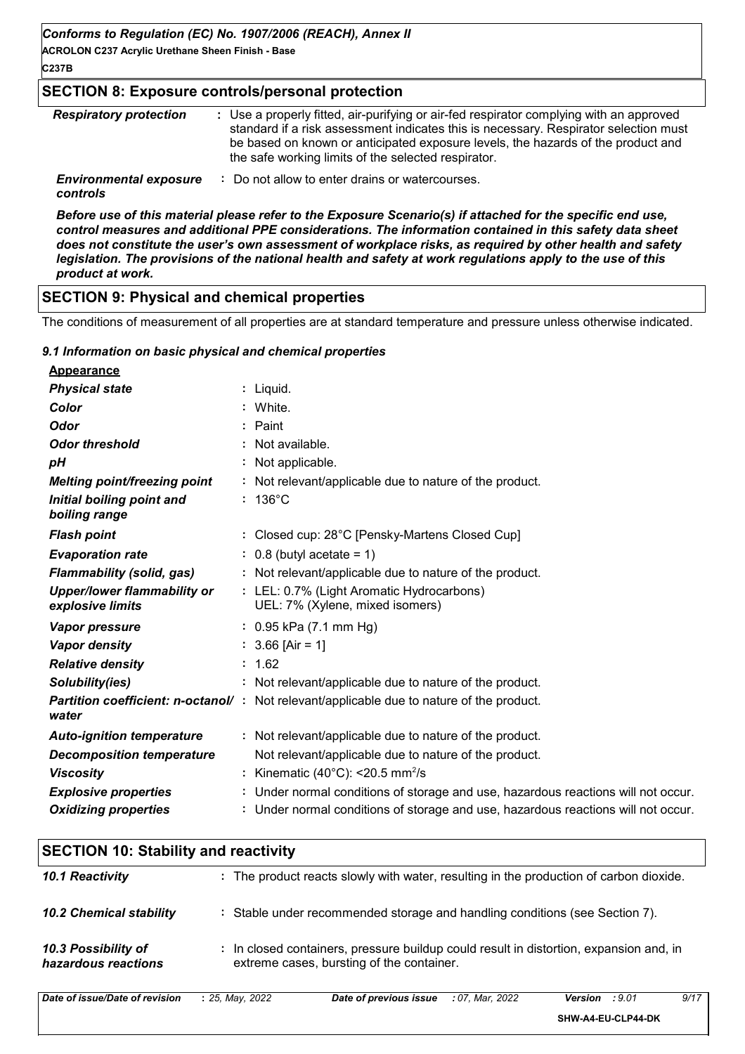## SECTION 8: Exposure controls/personal protection

| | |
|---|---|
| ***Respiratory protection*** | : Use a properly fitted, air-purifying or air-fed respirator complying with an approved standard if a risk assessment indicates this is necessary. Respirator selection must be based on known or anticipated exposure levels, the hazards of the product and the safe working limits of the selected respirator. |
| ***Environmental exposure controls*** | : Do not allow to enter drains or watercourses. |

***Before use of this material please refer to the Exposure Scenario(s) if attached for the specific end use, control measures and additional PPE considerations. The information contained in this safety data sheet does not constitute the user's own assessment of workplace risks, as required by other health and safety legislation. The provisions of the national health and safety at work regulations apply to the use of this product at work.***

## SECTION 9: Physical and chemical properties

The conditions of measurement of all properties are at standard temperature and pressure unless otherwise indicated.

### *9.1 Information on basic physical and chemical properties*

**Appearance**

| | |
|---|---|
| ***Physical state*** | : Liquid. |
| ***Color*** | : White. |
| ***Odor*** | : Paint |
| ***Odor threshold*** | : Not available. |
| ***pH*** | : Not applicable. |
| ***Melting point/freezing point*** | : Not relevant/applicable due to nature of the product. |
| ***Initial boiling point and boiling range*** | : 136°C |
| ***Flash point*** | : Closed cup: 28°C [Pensky-Martens Closed Cup] |
| ***Evaporation rate*** | : 0.8 (butyl acetate = 1) |
| ***Flammability (solid, gas)*** | : Not relevant/applicable due to nature of the product. |
| ***Upper/lower flammability or explosive limits*** | : LEL: 0.7% (Light Aromatic Hydrocarbons)<br>UEL: 7% (Xylene, mixed isomers) |
| ***Vapor pressure*** | : 0.95 kPa (7.1 mm Hg) |
| ***Vapor density*** | : 3.66 [Air = 1] |
| ***Relative density*** | : 1.62 |
| ***Solubility(ies)*** | : Not relevant/applicable due to nature of the product. |
| ***Partition coefficient: n-octanol/water*** | : Not relevant/applicable due to nature of the product. |
| ***Auto-ignition temperature*** | : Not relevant/applicable due to nature of the product. |
| ***Decomposition temperature*** | Not relevant/applicable due to nature of the product. |
| ***Viscosity*** | : Kinematic (40°C): <20.5 $mm^2/s$ |
| ***Explosive properties*** | : Under normal conditions of storage and use, hazardous reactions will not occur. |
| ***Oxidizing properties*** | : Under normal conditions of storage and use, hazardous reactions will not occur. |

## SECTION 10: Stability and reactivity

| | |
|---|---|
| ***10.1 Reactivity*** | : The product reacts slowly with water, resulting in the production of carbon dioxide. |
| ***10.2 Chemical stability*** | : Stable under recommended storage and handling conditions (see Section 7). |
| ***10.3 Possibility of hazardous reactions*** | : In closed containers, pressure buildup could result in distortion, expansion and, in extreme cases, bursting of the container. |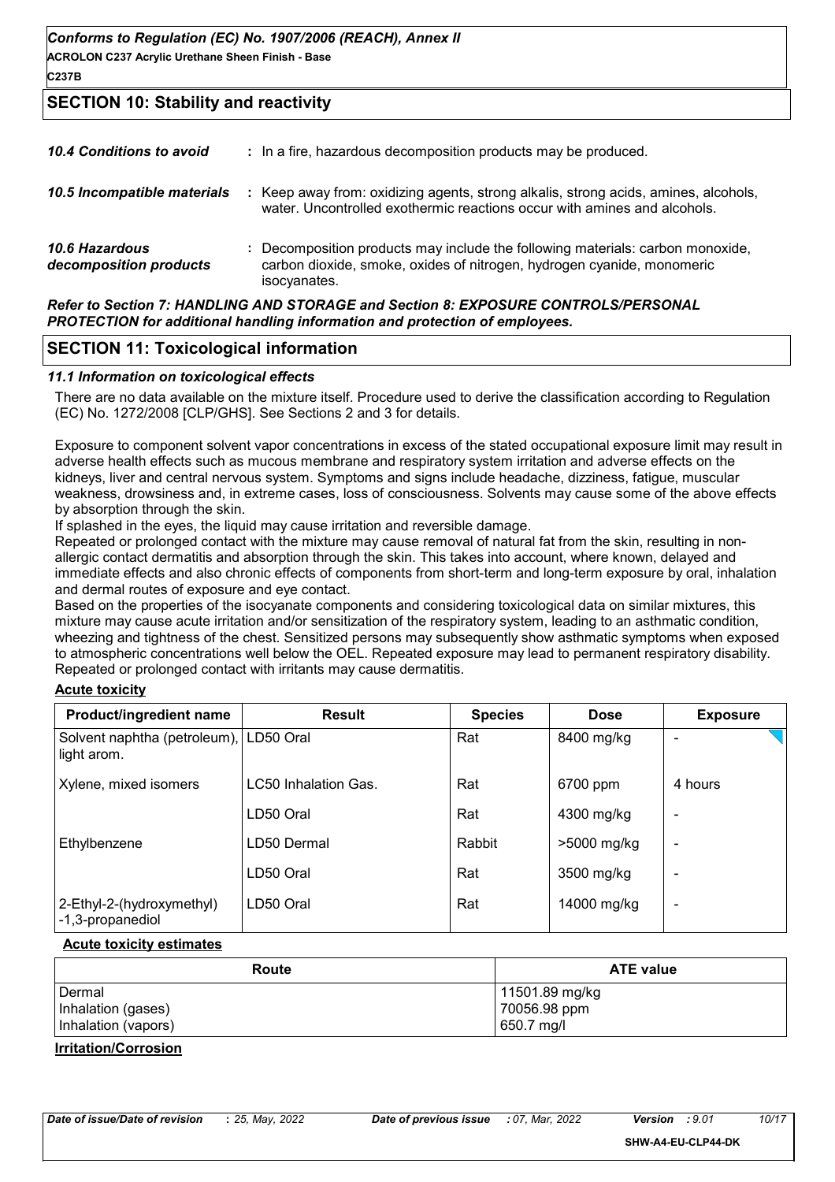## SECTION 10: Stability and reactivity

| | |
|---|---|
| ***10.4 Conditions to avoid*** | : In a fire, hazardous decomposition products may be produced. |
| ***10.5 Incompatible materials*** | : Keep away from: oxidizing agents, strong alkalis, strong acids, amines, alcohols, water. Uncontrolled exothermic reactions occur with amines and alcohols. |
| ***10.6 Hazardous decomposition products*** | : Decomposition products may include the following materials: carbon monoxide, carbon dioxide, smoke, oxides of nitrogen, hydrogen cyanide, monomeric isocyanates. |

***Refer to Section 7: HANDLING AND STORAGE and Section 8: EXPOSURE CONTROLS/PERSONAL PROTECTION for additional handling information and protection of employees.***

## SECTION 11: Toxicological information

### *11.1 Information on toxicological effects*

There are no data available on the mixture itself. Procedure used to derive the classification according to Regulation (EC) No. 1272/2008 [CLP/GHS]. See Sections 2 and 3 for details.

Exposure to component solvent vapor concentrations in excess of the stated occupational exposure limit may result in adverse health effects such as mucous membrane and respiratory system irritation and adverse effects on the kidneys, liver and central nervous system. Symptoms and signs include headache, dizziness, fatigue, muscular weakness, drowsiness and, in extreme cases, loss of consciousness. Solvents may cause some of the above effects by absorption through the skin.
If splashed in the eyes, the liquid may cause irritation and reversible damage.
Repeated or prolonged contact with the mixture may cause removal of natural fat from the skin, resulting in non-allergic contact dermatitis and absorption through the skin. This takes into account, where known, delayed and immediate effects and also chronic effects of components from short-term and long-term exposure by oral, inhalation and dermal routes of exposure and eye contact.
Based on the properties of the isocyanate components and considering toxicological data on similar mixtures, this mixture may cause acute irritation and/or sensitization of the respiratory system, leading to an asthmatic condition, wheezing and tightness of the chest. Sensitized persons may subsequently show asthmatic symptoms when exposed to atmospheric concentrations well below the OEL. Repeated exposure may lead to permanent respiratory disability.
Repeated or prolonged contact with irritants may cause dermatitis.

**Acute toxicity**

| Product/ingredient name | Result | Species | Dose | Exposure |
|---|---|---|---|---|
| Solvent naphtha (petroleum), light arom. | LD50 Oral | Rat | 8400 mg/kg | - |
| Xylene, mixed isomers | LC50 Inhalation Gas. | Rat | 6700 ppm | 4 hours |
| | LD50 Oral | Rat | 4300 mg/kg | - |
| Ethylbenzene | LD50 Dermal | Rabbit | >5000 mg/kg | - |
| | LD50 Oral | Rat | 3500 mg/kg | - |
| 2-Ethyl-2-(hydroxymethyl) -1,3-propanediol | LD50 Oral | Rat | 14000 mg/kg | - |

**Acute toxicity estimates**

| Route | ATE value |
|---|---|
| Dermal | 11501.89 mg/kg |
| Inhalation (gases) | 70056.98 ppm |
| Inhalation (vapors) | 650.7 mg/l |

**Irritation/Corrosion**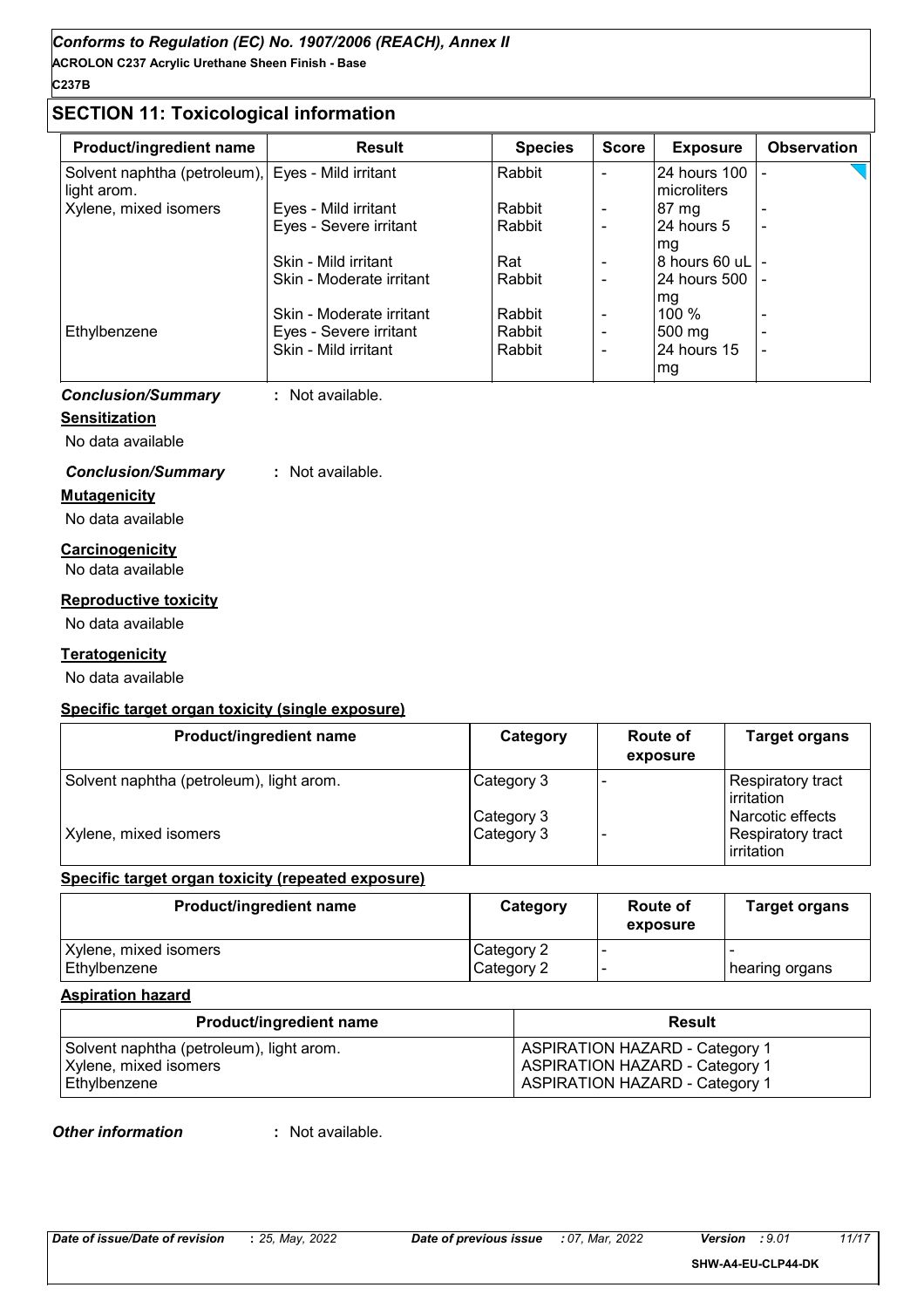## SECTION 11: Toxicological information

| Product/ingredient name | Result | Species | Score | Exposure | Observation |
|---|---|---|---|---|---|
| Solvent naphtha (petroleum), light arom. | Eyes - Mild irritant | Rabbit | - | 24 hours 100 microliters | - |
| Xylene, mixed isomers | Eyes - Mild irritant | Rabbit | - | 87 mg | - |
| | Eyes - Severe irritant | Rabbit | - | 24 hours 5 mg | - |
| | Skin - Mild irritant | Rat | - | 8 hours 60 uL | - |
| | Skin - Moderate irritant | Rabbit | - | 24 hours 500 mg | - |
| | Skin - Moderate irritant | Rabbit | - | 100 % | - |
| Ethylbenzene | Eyes - Severe irritant | Rabbit | - | 500 mg | - |
| | Skin - Mild irritant | Rabbit | - | 24 hours 15 mg | - |

***Conclusion/Summary*** **:** Not available.

**Sensitization**

No data available

***Conclusion/Summary*** **:** Not available.

**Mutagenicity**

No data available

**Carcinogenicity**

No data available

**Reproductive toxicity**

No data available

**Teratogenicity**

No data available

**Specific target organ toxicity (single exposure)**

| Product/ingredient name | Category | Route of exposure | Target organs |
|---|---|---|---|
| Solvent naphtha (petroleum), light arom. | Category 3 | - | Respiratory tract irritation |
| | Category 3 | | Narcotic effects |
| Xylene, mixed isomers | Category 3 | - | Respiratory tract irritation |

**Specific target organ toxicity (repeated exposure)**

| Product/ingredient name | Category | Route of exposure | Target organs |
|---|---|---|---|
| Xylene, mixed isomers | Category 2 | - | - |
| Ethylbenzene | Category 2 | - | hearing organs |

**Aspiration hazard**

| Product/ingredient name | Result |
|---|---|
| Solvent naphtha (petroleum), light arom. | ASPIRATION HAZARD - Category 1 |
| Xylene, mixed isomers | ASPIRATION HAZARD - Category 1 |
| Ethylbenzene | ASPIRATION HAZARD - Category 1 |

***Other information*** **:** Not available.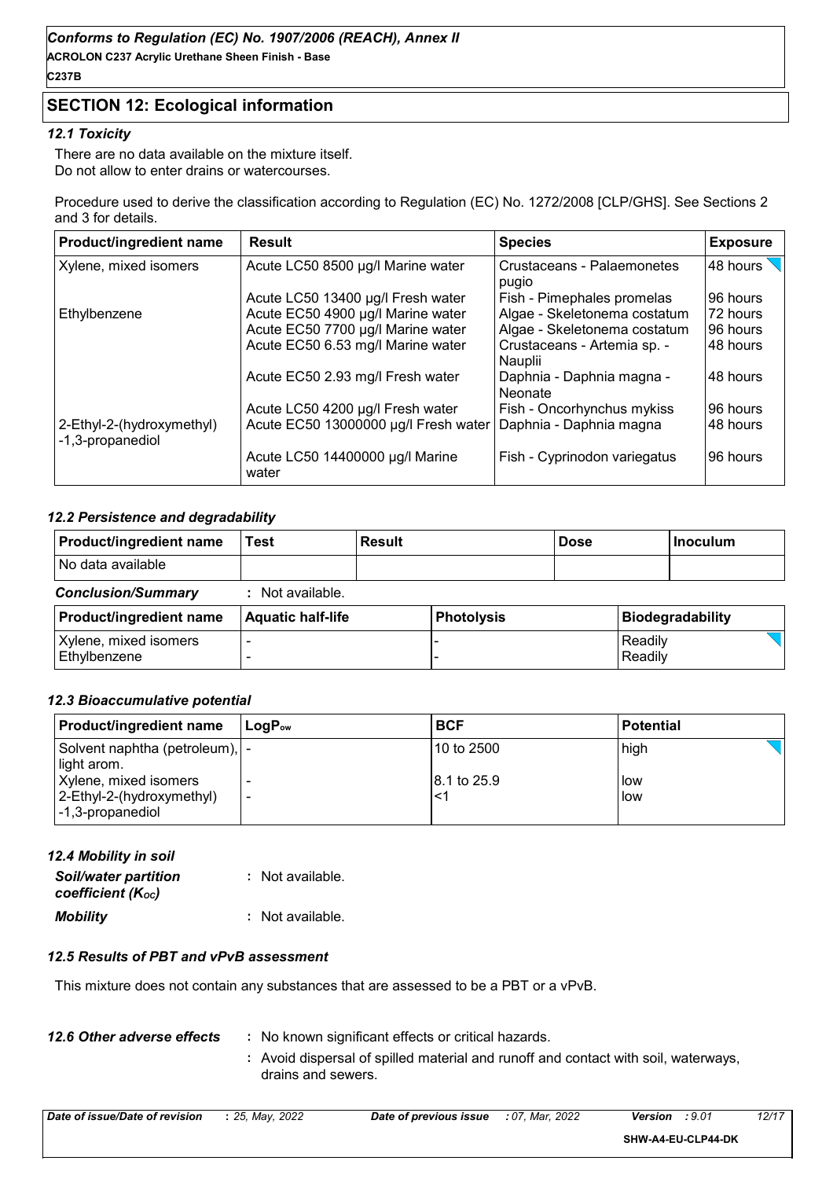## SECTION 12: Ecological information

### 12.1 Toxicity

There are no data available on the mixture itself.
Do not allow to enter drains or watercourses.

Procedure used to derive the classification according to Regulation (EC) No. 1272/2008 [CLP/GHS]. See Sections 2 and 3 for details.

| Product/ingredient name | Result | Species | Exposure |
|---|---|---|---|
| Xylene, mixed isomers | Acute LC50 8500 µg/l Marine water | Crustaceans - Palaemonetes pugio | 48 hours |
| | Acute LC50 13400 µg/l Fresh water | Fish - Pimephales promelas | 96 hours |
| Ethylbenzene | Acute EC50 4900 µg/l Marine water | Algae - Skeletonema costatum | 72 hours |
| | Acute EC50 7700 µg/l Marine water | Algae - Skeletonema costatum | 96 hours |
| | Acute EC50 6.53 mg/l Marine water | Crustaceans - Artemia sp. - Nauplii | 48 hours |
| | Acute EC50 2.93 mg/l Fresh water | Daphnia - Daphnia magna - Neonate | 48 hours |
| | Acute LC50 4200 µg/l Fresh water | Fish - Oncorhynchus mykiss | 96 hours |
| 2-Ethyl-2-(hydroxymethyl) -1,3-propanediol | Acute EC50 13000000 µg/l Fresh water | Daphnia - Daphnia magna | 48 hours |
| | Acute LC50 14400000 µg/l Marine water | Fish - Cyprinodon variegatus | 96 hours |

### 12.2 Persistence and degradability

| Product/ingredient name | Test | Result | Dose | Inoculum |
|---|---|---|---|---|
| No data available | | | | |

***Conclusion/Summary*** : Not available.

| Product/ingredient name | Aquatic half-life | Photolysis | Biodegradability |
|---|---|---|---|
| Xylene, mixed isomers | - | - | Readily |
| Ethylbenzene | - | - | Readily |

### 12.3 Bioaccumulative potential

| Product/ingredient name | $LogP_{ow}$ | BCF | Potential |
|---|---|---|---|
| Solvent naphtha (petroleum), light arom. | - | 10 to 2500 | high |
| Xylene, mixed isomers | - | 8.1 to 25.9 | low |
| 2-Ethyl-2-(hydroxymethyl) -1,3-propanediol | - | <1 | low |

### 12.4 Mobility in soil

***Soil/water partition coefficient ($K_{OC}$)*** : Not available.

***Mobility*** : Not available.

### 12.5 Results of PBT and vPvB assessment

This mixture does not contain any substances that are assessed to be a PBT or a vPvB.

***12.6 Other adverse effects*** : No known significant effects or critical hazards.

: Avoid dispersal of spilled material and runoff and contact with soil, waterways, drains and sewers.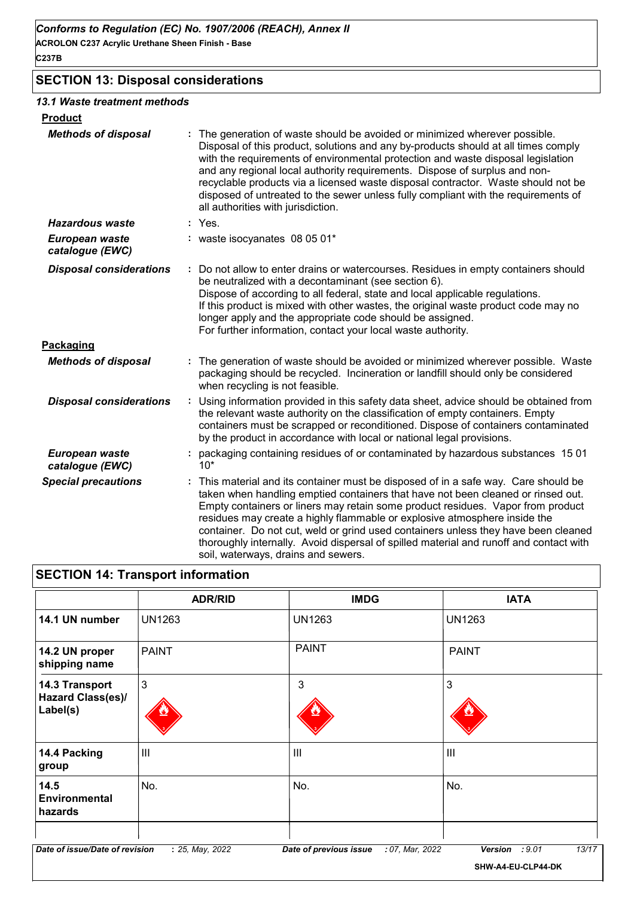## SECTION 13: Disposal considerations

### 13.1 Waste treatment methods

**Product**

***Methods of disposal*** : The generation of waste should be avoided or minimized wherever possible. Disposal of this product, solutions and any by-products should at all times comply with the requirements of environmental protection and waste disposal legislation and any regional local authority requirements. Dispose of surplus and non-recyclable products via a licensed waste disposal contractor. Waste should not be disposed of untreated to the sewer unless fully compliant with the requirements of all authorities with jurisdiction.

***Hazardous waste*** : Yes.

***European waste catalogue (EWC)*** : waste isocyanates 08 05 01*

***Disposal considerations*** : Do not allow to enter drains or watercourses. Residues in empty containers should be neutralized with a decontaminant (see section 6).
Dispose of according to all federal, state and local applicable regulations.
If this product is mixed with other wastes, the original waste product code may no longer apply and the appropriate code should be assigned.
For further information, contact your local waste authority.

**Packaging**

***Methods of disposal*** : The generation of waste should be avoided or minimized wherever possible. Waste packaging should be recycled. Incineration or landfill should only be considered when recycling is not feasible.

***Disposal considerations*** : Using information provided in this safety data sheet, advice should be obtained from the relevant waste authority on the classification of empty containers. Empty containers must be scrapped or reconditioned. Dispose of containers contaminated by the product in accordance with local or national legal provisions.

***European waste catalogue (EWC)*** : packaging containing residues of or contaminated by hazardous substances 15 01 10*

***Special precautions*** : This material and its container must be disposed of in a safe way. Care should be taken when handling emptied containers that have not been cleaned or rinsed out. Empty containers or liners may retain some product residues. Vapor from product residues may create a highly flammable or explosive atmosphere inside the container. Do not cut, weld or grind used containers unless they have been cleaned thoroughly internally. Avoid dispersal of spilled material and runoff and contact with soil, waterways, drains and sewers.

## SECTION 14: Transport information

| | ADR/RID | IMDG | IATA |
|---|---|---|---|
| **14.1 UN number** | UN1263 | UN1263 | UN1263 |
| **14.2 UN proper shipping name** | PAINT | PAINT | PAINT |
| **14.3 Transport Hazard Class(es)/ Label(s)** | 3 | 3 | 3 |
| **14.4 Packing group** | III | III | III |
| **14.5 Environmental hazards** | No. | No. | No. |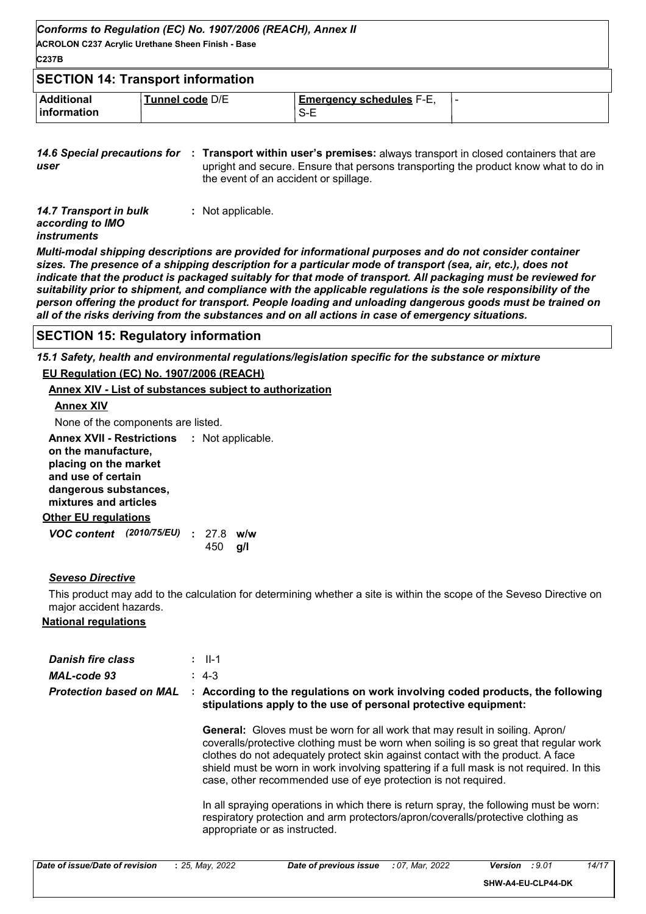## SECTION 14: Transport information

| Additional information | Tunnel code D/E | Emergency schedules F-E, S-E | - |
|---|---|---|---|

*14.6 Special precautions for user* : **Transport within user's premises:** always transport in closed containers that are upright and secure. Ensure that persons transporting the product know what to do in the event of an accident or spillage.

*14.7 Transport in bulk according to IMO instruments* : Not applicable.

***Multi-modal shipping descriptions are provided for informational purposes and do not consider container sizes. The presence of a shipping description for a particular mode of transport (sea, air, etc.), does not indicate that the product is packaged suitably for that mode of transport. All packaging must be reviewed for suitability prior to shipment, and compliance with the applicable regulations is the sole responsibility of the person offering the product for transport. People loading and unloading dangerous goods must be trained on all of the risks deriving from the substances and on all actions in case of emergency situations.***

## SECTION 15: Regulatory information

*15.1 Safety, health and environmental regulations/legislation specific for the substance or mixture*

**EU Regulation (EC) No. 1907/2006 (REACH)**

**Annex XIV - List of substances subject to authorization**

**Annex XIV**

None of the components are listed.

**Annex XVII - Restrictions on the manufacture, placing on the market and use of certain dangerous substances, mixtures and articles** : Not applicable.

**Other EU regulations**

***VOC content*** *(2010/75/EU)* : 27.8 **w/w**
450 **g/l**

***Seveso Directive***

This product may add to the calculation for determining whether a site is within the scope of the Seveso Directive on major accident hazards.

**National regulations**

***Danish fire class*** : II-1

***MAL-code 93*** : 4-3

***Protection based on MAL*** : **According to the regulations on work involving coded products, the following stipulations apply to the use of personal protective equipment:**

**General:** Gloves must be worn for all work that may result in soiling. Apron/ coveralls/protective clothing must be worn when soiling is so great that regular work clothes do not adequately protect skin against contact with the product. A face shield must be worn in work involving spattering if a full mask is not required. In this case, other recommended use of eye protection is not required.

In all spraying operations in which there is return spray, the following must be worn: respiratory protection and arm protectors/apron/coveralls/protective clothing as appropriate or as instructed.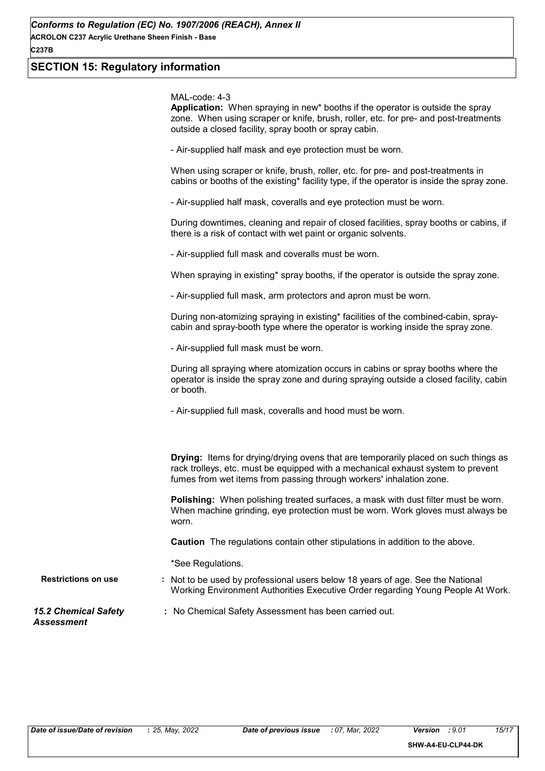## SECTION 15: Regulatory information

MAL-code: 4-3

**Application:** When spraying in new* booths if the operator is outside the spray zone. When using scraper or knife, brush, roller, etc. for pre- and post-treatments outside a closed facility, spray booth or spray cabin.

- Air-supplied half mask and eye protection must be worn.

When using scraper or knife, brush, roller, etc. for pre- and post-treatments in cabins or booths of the existing* facility type, if the operator is inside the spray zone.

- Air-supplied half mask, coveralls and eye protection must be worn.

During downtimes, cleaning and repair of closed facilities, spray booths or cabins, if there is a risk of contact with wet paint or organic solvents.

- Air-supplied full mask and coveralls must be worn.

When spraying in existing* spray booths, if the operator is outside the spray zone.

- Air-supplied full mask, arm protectors and apron must be worn.

During non-atomizing spraying in existing* facilities of the combined-cabin, spray-cabin and spray-booth type where the operator is working inside the spray zone.

- Air-supplied full mask must be worn.

During all spraying where atomization occurs in cabins or spray booths where the operator is inside the spray zone and during spraying outside a closed facility, cabin or booth.

- Air-supplied full mask, coveralls and hood must be worn.

**Drying:** Items for drying/drying ovens that are temporarily placed on such things as rack trolleys, etc. must be equipped with a mechanical exhaust system to prevent fumes from wet items from passing through workers' inhalation zone.

**Polishing:** When polishing treated surfaces, a mask with dust filter must be worn. When machine grinding, eye protection must be worn. Work gloves must always be worn.

**Caution** The regulations contain other stipulations in addition to the above.

*See Regulations.

**Restrictions on use** : Not to be used by professional users below 18 years of age. See the National Working Environment Authorities Executive Order regarding Young People At Work.

***15.2 Chemical Safety Assessment*** : No Chemical Safety Assessment has been carried out.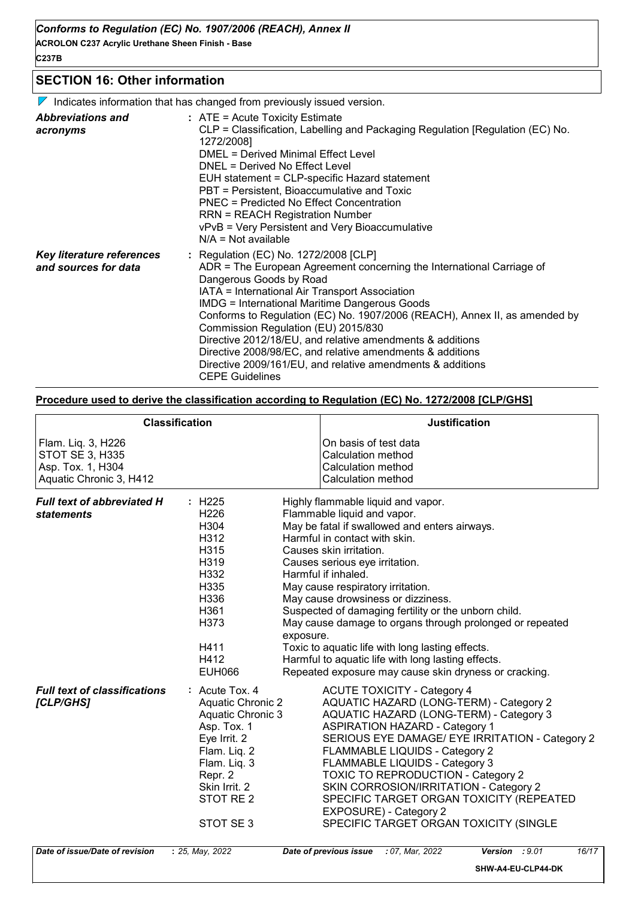## SECTION 16: Other information

▽ Indicates information that has changed from previously issued version.

| | |
|---|---|
| ***Abbreviations and acronyms*** | : ATE = Acute Toxicity Estimate<br>CLP = Classification, Labelling and Packaging Regulation [Regulation (EC) No. 1272/2008]<br>DMEL = Derived Minimal Effect Level<br>DNEL = Derived No Effect Level<br>EUH statement = CLP-specific Hazard statement<br>PBT = Persistent, Bioaccumulative and Toxic<br>PNEC = Predicted No Effect Concentration<br>RRN = REACH Registration Number<br>vPvB = Very Persistent and Very Bioaccumulative<br>N/A = Not available |
| ***Key literature references and sources for data*** | : Regulation (EC) No. 1272/2008 [CLP]<br>ADR = The European Agreement concerning the International Carriage of Dangerous Goods by Road<br>IATA = International Air Transport Association<br>IMDG = International Maritime Dangerous Goods<br>Conforms to Regulation (EC) No. 1907/2006 (REACH), Annex II, as amended by Commission Regulation (EU) 2015/830<br>Directive 2012/18/EU, and relative amendments & additions<br>Directive 2008/98/EC, and relative amendments & additions<br>Directive 2009/161/EU, and relative amendments & additions<br>CEPE Guidelines |

**Procedure used to derive the classification according to Regulation (EC) No. 1272/2008 [CLP/GHS]**

| Classification | Justification |
|---|---|
| Flam. Liq. 3, H226 | On basis of test data |
| STOT SE 3, H335 | Calculation method |
| Asp. Tox. 1, H304 | Calculation method |
| Aquatic Chronic 3, H412 | Calculation method |

***Full text of abbreviated H statements***

| | |
|---|---|
| H225 | Highly flammable liquid and vapor. |
| H226 | Flammable liquid and vapor. |
| H304 | May be fatal if swallowed and enters airways. |
| H312 | Harmful in contact with skin. |
| H315 | Causes skin irritation. |
| H319 | Causes serious eye irritation. |
| H332 | Harmful if inhaled. |
| H335 | May cause respiratory irritation. |
| H336 | May cause drowsiness or dizziness. |
| H361 | Suspected of damaging fertility or the unborn child. |
| H373 | May cause damage to organs through prolonged or repeated exposure. |
| H411 | Toxic to aquatic life with long lasting effects. |
| H412 | Harmful to aquatic life with long lasting effects. |
| EUH066 | Repeated exposure may cause skin dryness or cracking. |

***Full text of classifications [CLP/GHS]***

| | |
|---|---|
| Acute Tox. 4 | ACUTE TOXICITY - Category 4 |
| Aquatic Chronic 2 | AQUATIC HAZARD (LONG-TERM) - Category 2 |
| Aquatic Chronic 3 | AQUATIC HAZARD (LONG-TERM) - Category 3 |
| Asp. Tox. 1 | ASPIRATION HAZARD - Category 1 |
| Eye Irrit. 2 | SERIOUS EYE DAMAGE/ EYE IRRITATION - Category 2 |
| Flam. Liq. 2 | FLAMMABLE LIQUIDS - Category 2 |
| Flam. Liq. 3 | FLAMMABLE LIQUIDS - Category 3 |
| Repr. 2 | TOXIC TO REPRODUCTION - Category 2 |
| Skin Irrit. 2 | SKIN CORROSION/IRRITATION - Category 2 |
| STOT RE 2 | SPECIFIC TARGET ORGAN TOXICITY (REPEATED EXPOSURE) - Category 2 |
| STOT SE 3 | SPECIFIC TARGET ORGAN TOXICITY (SINGLE |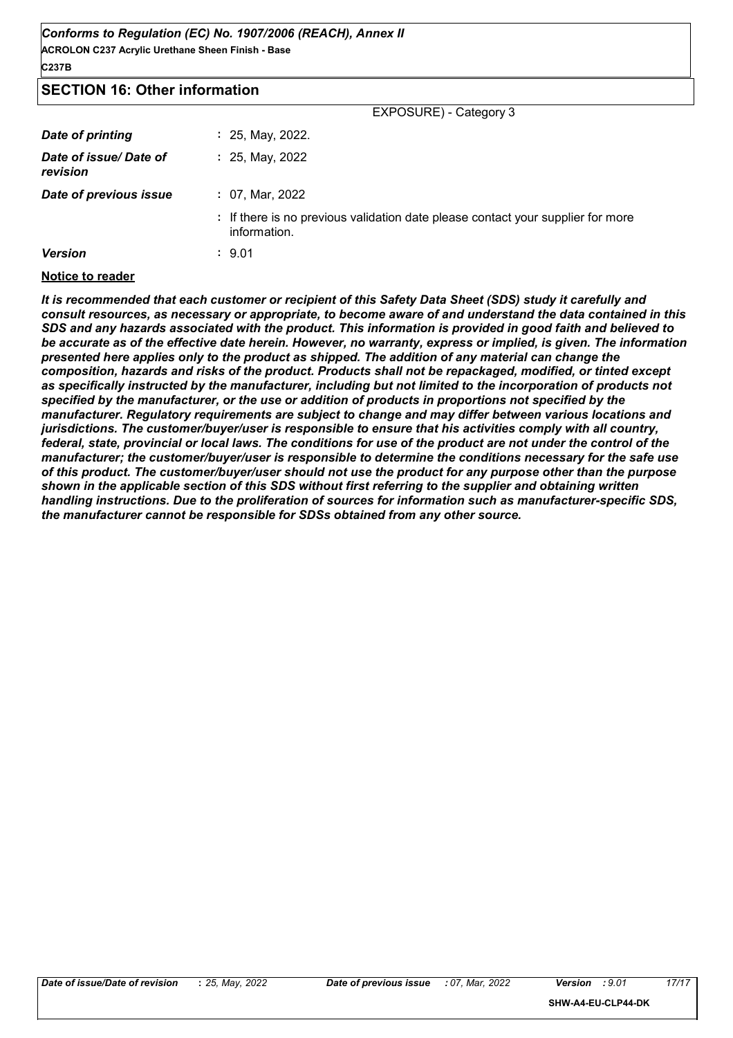## SECTION 16: Other information

EXPOSURE) - Category 3

| | |
|---|---|
| ***Date of printing*** | : 25, May, 2022. |
| ***Date of issue/ Date of revision*** | : 25, May, 2022 |
| ***Date of previous issue*** | : 07, Mar, 2022 |
| | : If there is no previous validation date please contact your supplier for more information. |
| ***Version*** | : 9.01 |

**Notice to reader**

***It is recommended that each customer or recipient of this Safety Data Sheet (SDS) study it carefully and consult resources, as necessary or appropriate, to become aware of and understand the data contained in this SDS and any hazards associated with the product. This information is provided in good faith and believed to be accurate as of the effective date herein. However, no warranty, express or implied, is given. The information presented here applies only to the product as shipped. The addition of any material can change the composition, hazards and risks of the product. Products shall not be repackaged, modified, or tinted except as specifically instructed by the manufacturer, including but not limited to the incorporation of products not specified by the manufacturer, or the use or addition of products in proportions not specified by the manufacturer. Regulatory requirements are subject to change and may differ between various locations and jurisdictions. The customer/buyer/user is responsible to ensure that his activities comply with all country, federal, state, provincial or local laws. The conditions for use of the product are not under the control of the manufacturer; the customer/buyer/user is responsible to determine the conditions necessary for the safe use of this product. The customer/buyer/user should not use the product for any purpose other than the purpose shown in the applicable section of this SDS without first referring to the supplier and obtaining written handling instructions. Due to the proliferation of sources for information such as manufacturer-specific SDS, the manufacturer cannot be responsible for SDSs obtained from any other source.***